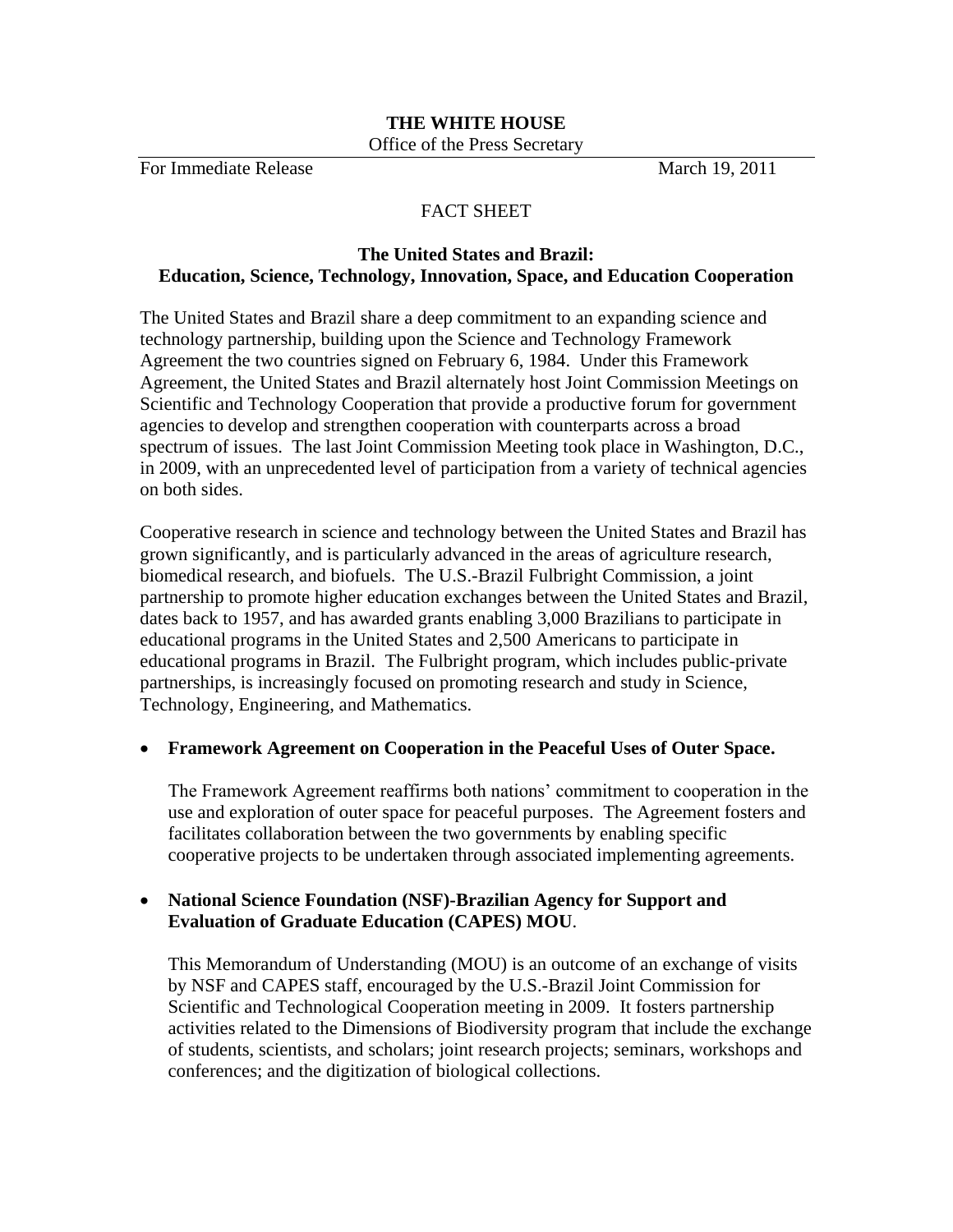**THE WHITE HOUSE**

Office of the Press Secretary

For Immediate Release March 19, 2011

FACT SHEET

**The United States and Brazil:**
**Education, Science, Technology, Innovation, Space, and Education Cooperation**

The United States and Brazil share a deep commitment to an expanding science and technology partnership, building upon the Science and Technology Framework Agreement the two countries signed on February 6, 1984. Under this Framework Agreement, the United States and Brazil alternately host Joint Commission Meetings on Scientific and Technology Cooperation that provide a productive forum for government agencies to develop and strengthen cooperation with counterparts across a broad spectrum of issues. The last Joint Commission Meeting took place in Washington, D.C., in 2009, with an unprecedented level of participation from a variety of technical agencies on both sides.

Cooperative research in science and technology between the United States and Brazil has grown significantly, and is particularly advanced in the areas of agriculture research, biomedical research, and biofuels. The U.S.-Brazil Fulbright Commission, a joint partnership to promote higher education exchanges between the United States and Brazil, dates back to 1957, and has awarded grants enabling 3,000 Brazilians to participate in educational programs in the United States and 2,500 Americans to participate in educational programs in Brazil. The Fulbright program, which includes public-private partnerships, is increasingly focused on promoting research and study in Science, Technology, Engineering, and Mathematics.

- **Framework Agreement on Cooperation in the Peaceful Uses of Outer Space.**

  The Framework Agreement reaffirms both nations' commitment to cooperation in the use and exploration of outer space for peaceful purposes. The Agreement fosters and facilitates collaboration between the two governments by enabling specific cooperative projects to be undertaken through associated implementing agreements.

- **National Science Foundation (NSF)-Brazilian Agency for Support and Evaluation of Graduate Education (CAPES) MOU**.

  This Memorandum of Understanding (MOU) is an outcome of an exchange of visits by NSF and CAPES staff, encouraged by the U.S.-Brazil Joint Commission for Scientific and Technological Cooperation meeting in 2009. It fosters partnership activities related to the Dimensions of Biodiversity program that include the exchange of students, scientists, and scholars; joint research projects; seminars, workshops and conferences; and the digitization of biological collections.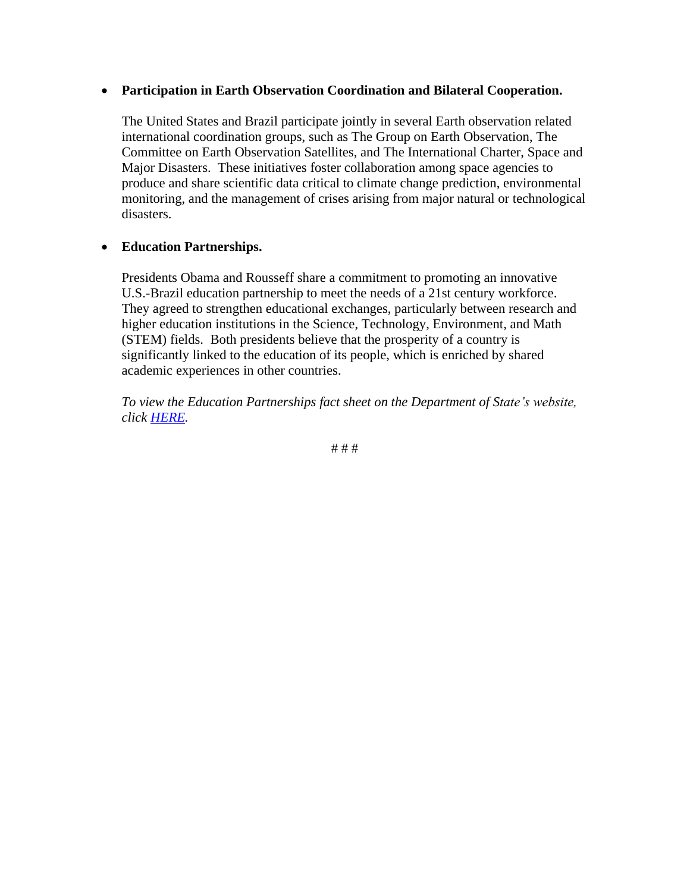- **Participation in Earth Observation Coordination and Bilateral Cooperation.**

  The United States and Brazil participate jointly in several Earth observation related international coordination groups, such as The Group on Earth Observation, The Committee on Earth Observation Satellites, and The International Charter, Space and Major Disasters. These initiatives foster collaboration among space agencies to produce and share scientific data critical to climate change prediction, environmental monitoring, and the management of crises arising from major natural or technological disasters.

- **Education Partnerships.**

  Presidents Obama and Rousseff share a commitment to promoting an innovative U.S.-Brazil education partnership to meet the needs of a 21st century workforce. They agreed to strengthen educational exchanges, particularly between research and higher education institutions in the Science, Technology, Environment, and Math (STEM) fields. Both presidents believe that the prosperity of a country is significantly linked to the education of its people, which is enriched by shared academic experiences in other countries.

  *To view the Education Partnerships fact sheet on the Department of State's website, click [HERE](#).*

# # #